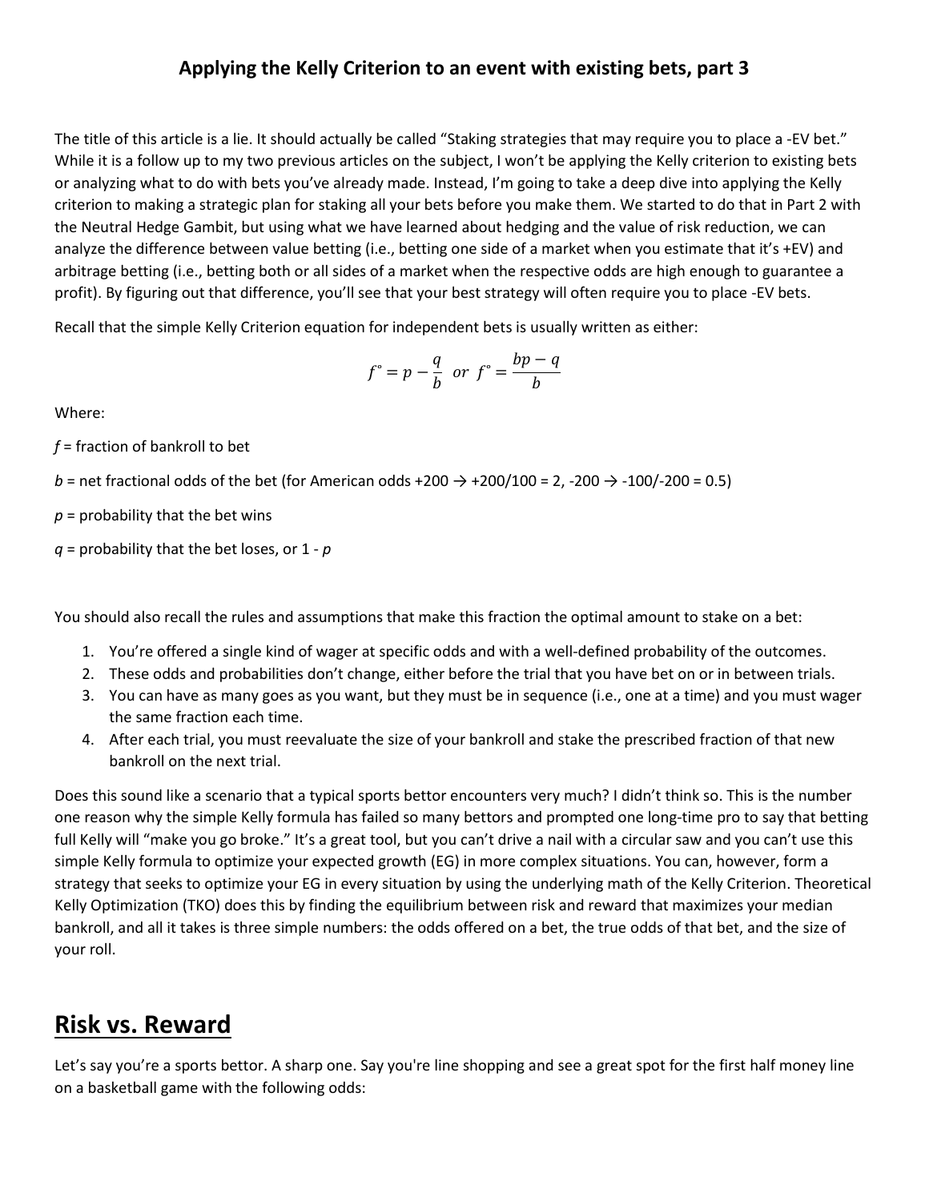# Applying the Kelly Criterion to an event with existing bets, part 3

The title of this article is a lie. It should actually be called "Staking strategies that may require you to place a -EV bet." While it is a follow up to my two previous articles on the subject, I won't be applying the Kelly criterion to existing bets or analyzing what to do with bets you've already made. Instead, I'm going to take a deep dive into applying the Kelly criterion to making a strategic plan for staking all your bets before you make them. We started to do that in Part 2 with the Neutral Hedge Gambit, but using what we have learned about hedging and the value of risk reduction, we can analyze the difference between value betting (i.e., betting one side of a market when you estimate that it's +EV) and arbitrage betting (i.e., betting both or all sides of a market when the respective odds are high enough to guarantee a profit). By figuring out that difference, you'll see that your best strategy will often require you to place -EV bets.

Recall that the simple Kelly Criterion equation for independent bets is usually written as either:

$$f^{\circ} = p - \frac{q}{b} \;\; or \;\; f^{\circ} = \frac{bp - q}{b}$$

Where:

*f* = fraction of bankroll to bet

*b* = net fractional odds of the bet (for American odds +200 → +200/100 = 2, -200 → -100/-200 = 0.5)

*p* = probability that the bet wins

*q* = probability that the bet loses, or 1 - *p*

You should also recall the rules and assumptions that make this fraction the optimal amount to stake on a bet:

1. You're offered a single kind of wager at specific odds and with a well-defined probability of the outcomes.
2. These odds and probabilities don't change, either before the trial that you have bet on or in between trials.
3. You can have as many goes as you want, but they must be in sequence (i.e., one at a time) and you must wager the same fraction each time.
4. After each trial, you must reevaluate the size of your bankroll and stake the prescribed fraction of that new bankroll on the next trial.

Does this sound like a scenario that a typical sports bettor encounters very much? I didn't think so. This is the number one reason why the simple Kelly formula has failed so many bettors and prompted one long-time pro to say that betting full Kelly will "make you go broke." It's a great tool, but you can't drive a nail with a circular saw and you can't use this simple Kelly formula to optimize your expected growth (EG) in more complex situations. You can, however, form a strategy that seeks to optimize your EG in every situation by using the underlying math of the Kelly Criterion. Theoretical Kelly Optimization (TKO) does this by finding the equilibrium between risk and reward that maximizes your median bankroll, and all it takes is three simple numbers: the odds offered on a bet, the true odds of that bet, and the size of your roll.

## Risk vs. Reward

Let's say you're a sports bettor. A sharp one. Say you're line shopping and see a great spot for the first half money line on a basketball game with the following odds: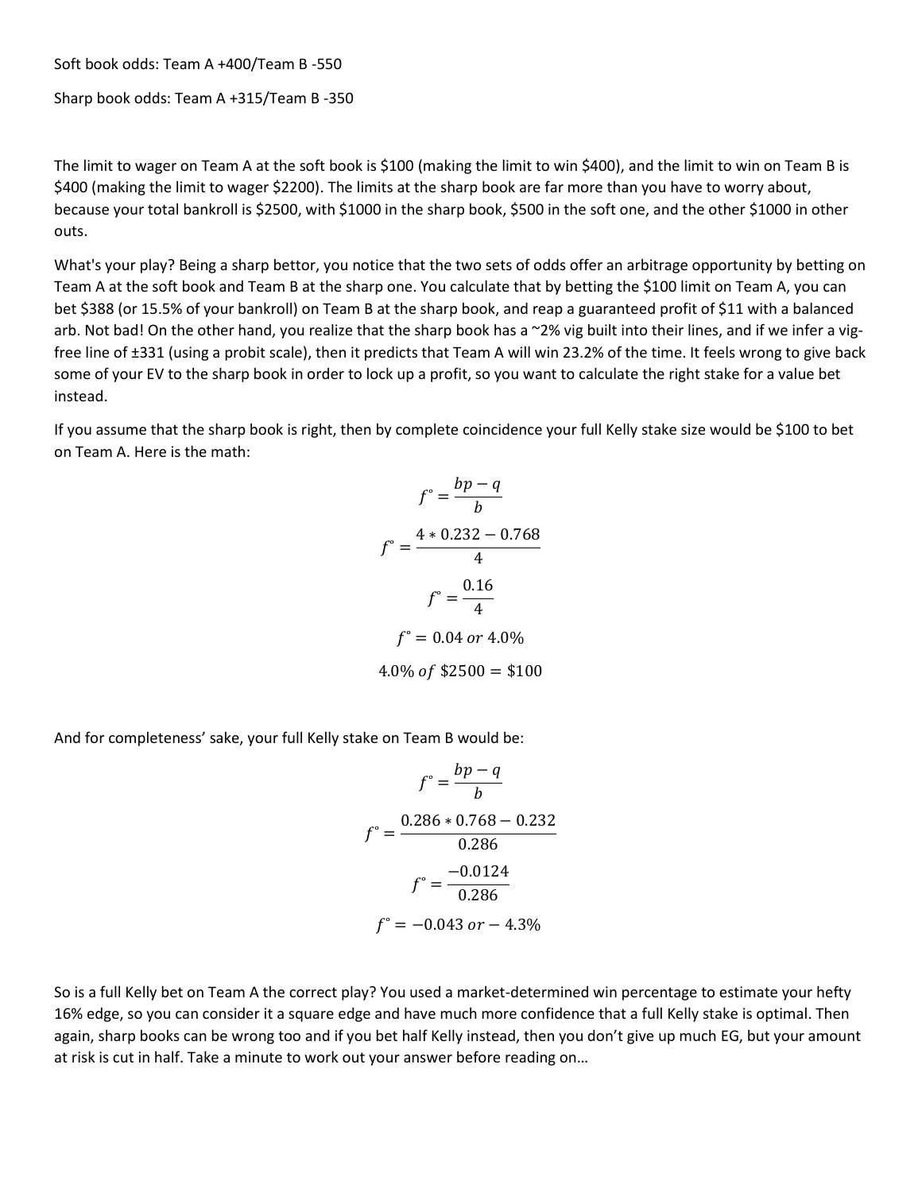Soft book odds: Team A +400/Team B -550

Sharp book odds: Team A +315/Team B -350

The limit to wager on Team A at the soft book is $100 (making the limit to win $400), and the limit to win on Team B is $400 (making the limit to wager $2200). The limits at the sharp book are far more than you have to worry about, because your total bankroll is $2500, with $1000 in the sharp book, $500 in the soft one, and the other $1000 in other outs.

What's your play? Being a sharp bettor, you notice that the two sets of odds offer an arbitrage opportunity by betting on Team A at the soft book and Team B at the sharp one. You calculate that by betting the $100 limit on Team A, you can bet $388 (or 15.5% of your bankroll) on Team B at the sharp book, and reap a guaranteed profit of $11 with a balanced arb. Not bad! On the other hand, you realize that the sharp book has a ~2% vig built into their lines, and if we infer a vig-free line of ±331 (using a probit scale), then it predicts that Team A will win 23.2% of the time. It feels wrong to give back some of your EV to the sharp book in order to lock up a profit, so you want to calculate the right stake for a value bet instead.

If you assume that the sharp book is right, then by complete coincidence your full Kelly stake size would be $100 to bet on Team A. Here is the math:

$$f^{\circ} = \frac{bp - q}{b}$$

$$f^{\circ} = \frac{4 * 0.232 - 0.768}{4}$$

$$f^{\circ} = \frac{0.16}{4}$$

$$f^{\circ} = 0.04 \; or \; 4.0\%$$

$$4.0\% \; of \; \$2500 = \$100$$

And for completeness' sake, your full Kelly stake on Team B would be:

$$f^{\circ} = \frac{bp - q}{b}$$

$$f^{\circ} = \frac{0.286 * 0.768 - 0.232}{0.286}$$

$$f^{\circ} = \frac{-0.0124}{0.286}$$

$$f^{\circ} = -0.043 \; or -4.3\%$$

So is a full Kelly bet on Team A the correct play? You used a market-determined win percentage to estimate your hefty 16% edge, so you can consider it a square edge and have much more confidence that a full Kelly stake is optimal. Then again, sharp books can be wrong too and if you bet half Kelly instead, then you don't give up much EG, but your amount at risk is cut in half. Take a minute to work out your answer before reading on…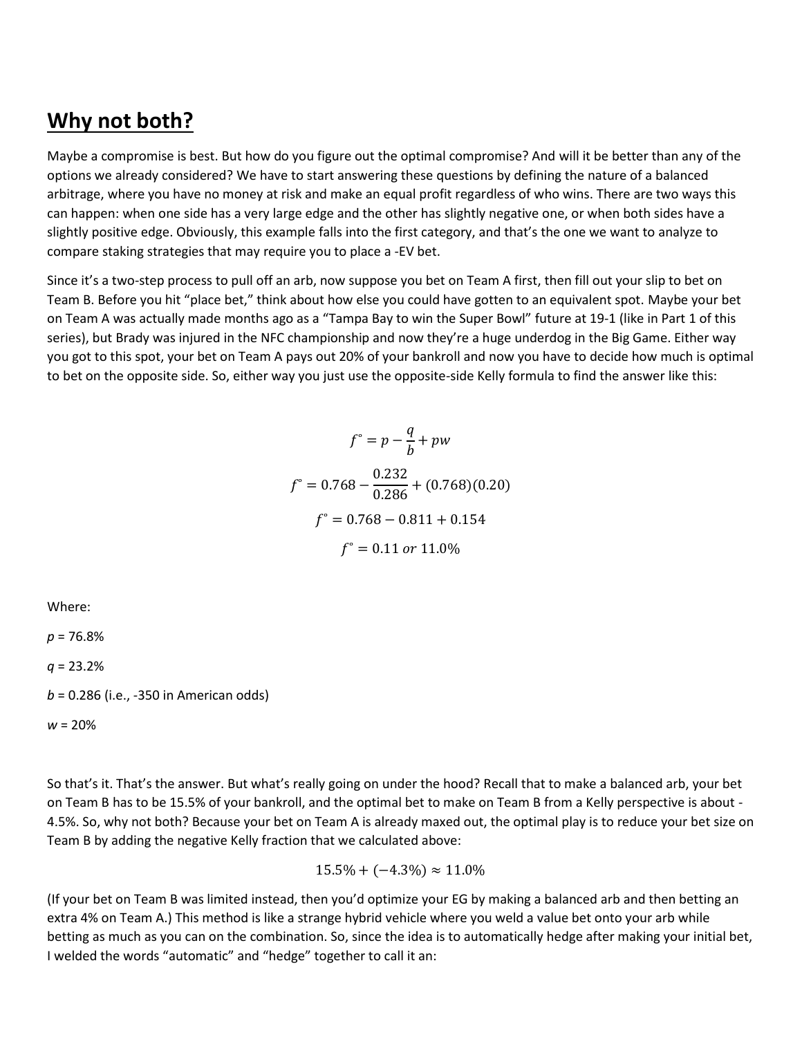## **Why not both?**

Maybe a compromise is best. But how do you figure out the optimal compromise? And will it be better than any of the options we already considered? We have to start answering these questions by defining the nature of a balanced arbitrage, where you have no money at risk and make an equal profit regardless of who wins. There are two ways this can happen: when one side has a very large edge and the other has slightly negative one, or when both sides have a slightly positive edge. Obviously, this example falls into the first category, and that's the one we want to analyze to compare staking strategies that may require you to place a -EV bet.

Since it's a two-step process to pull off an arb, now suppose you bet on Team A first, then fill out your slip to bet on Team B. Before you hit "place bet," think about how else you could have gotten to an equivalent spot. Maybe your bet on Team A was actually made months ago as a "Tampa Bay to win the Super Bowl" future at 19-1 (like in Part 1 of this series), but Brady was injured in the NFC championship and now they're a huge underdog in the Big Game. Either way you got to this spot, your bet on Team A pays out 20% of your bankroll and now you have to decide how much is optimal to bet on the opposite side. So, either way you just use the opposite-side Kelly formula to find the answer like this:

$$f^{\circ} = p - \frac{q}{b} + pw$$

$$f^{\circ} = 0.768 - \frac{0.232}{0.286} + (0.768)(0.20)$$

$$f^{\circ} = 0.768 - 0.811 + 0.154$$

$$f^{\circ} = 0.11 \text{ or } 11.0\%$$

Where:

*p* = 76.8%

*q* = 23.2%

*b* = 0.286 (i.e., -350 in American odds)

*w* = 20%

So that's it. That's the answer. But what's really going on under the hood? Recall that to make a balanced arb, your bet on Team B has to be 15.5% of your bankroll, and the optimal bet to make on Team B from a Kelly perspective is about -4.5%. So, why not both? Because your bet on Team A is already maxed out, the optimal play is to reduce your bet size on Team B by adding the negative Kelly fraction that we calculated above:

$$15.5\% + (-4.3\%) \approx 11.0\%$$

(If your bet on Team B was limited instead, then you'd optimize your EG by making a balanced arb and then betting an extra 4% on Team A.) This method is like a strange hybrid vehicle where you weld a value bet onto your arb while betting as much as you can on the combination. So, since the idea is to automatically hedge after making your initial bet, I welded the words "automatic" and "hedge" together to call it an: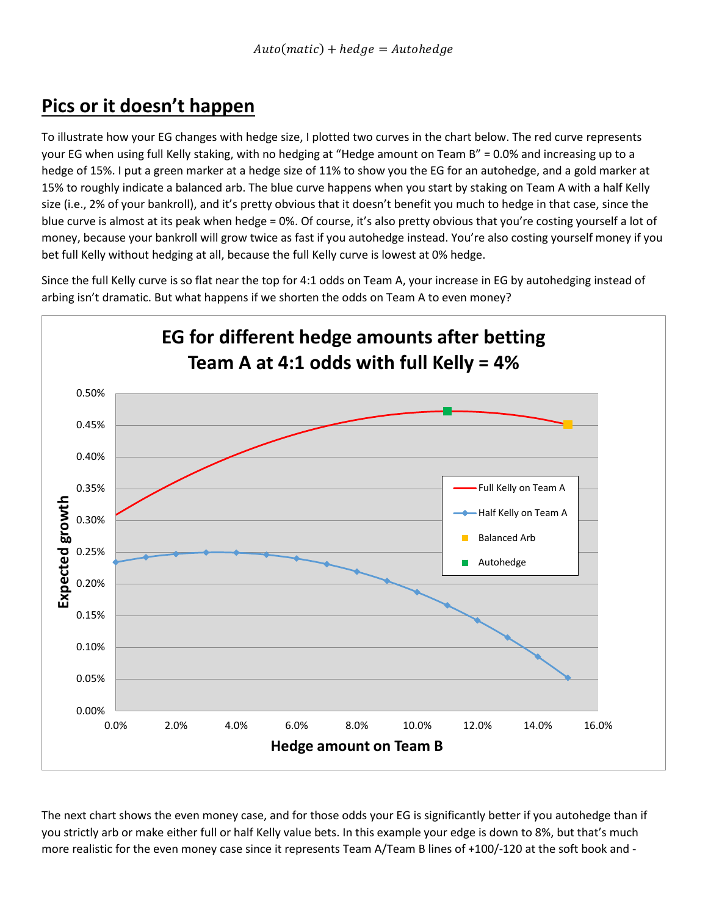$$Auto(matic) + hedge = Autohedge$$

## Pics or it doesn't happen

To illustrate how your EG changes with hedge size, I plotted two curves in the chart below. The red curve represents your EG when using full Kelly staking, with no hedging at "Hedge amount on Team B" = 0.0% and increasing up to a hedge of 15%. I put a green marker at a hedge size of 11% to show you the EG for an autohedge, and a gold marker at 15% to roughly indicate a balanced arb. The blue curve happens when you start by staking on Team A with a half Kelly size (i.e., 2% of your bankroll), and it's pretty obvious that it doesn't benefit you much to hedge in that case, since the blue curve is almost at its peak when hedge = 0%. Of course, it's also pretty obvious that you're costing yourself a lot of money, because your bankroll will grow twice as fast if you autohedge instead. You're also costing yourself money if you bet full Kelly without hedging at all, because the full Kelly curve is lowest at 0% hedge.

Since the full Kelly curve is so flat near the top for 4:1 odds on Team A, your increase in EG by autohedging instead of arbing isn't dramatic. But what happens if we shorten the odds on Team A to even money?

EG for different hedge amounts after betting Team A at 4:1 odds with full Kelly = 4%

Expected growth

0.50%
0.45%
0.40%
0.35%
0.30%
0.25%
0.20%
0.15%
0.10%
0.05%
0.00%

0.0% 2.0% 4.0% 6.0% 8.0% 10.0% 12.0% 14.0% 16.0%

Hedge amount on Team B

Full Kelly on Team A
Half Kelly on Team A
Balanced Arb
Autohedge

The next chart shows the even money case, and for those odds your EG is significantly better if you autohedge than if you strictly arb or make either full or half Kelly value bets. In this example your edge is down to 8%, but that's much more realistic for the even money case since it represents Team A/Team B lines of +100/-120 at the soft book and -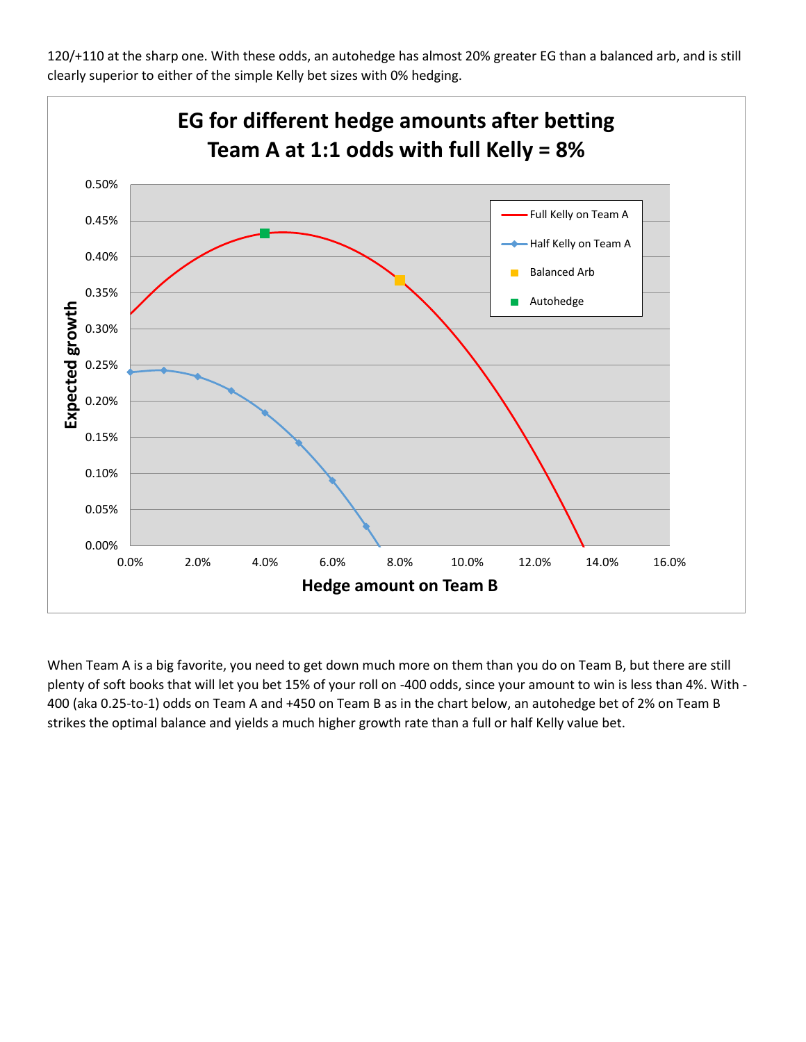120/+110 at the sharp one. With these odds, an autohedge has almost 20% greater EG than a balanced arb, and is still clearly superior to either of the simple Kelly bet sizes with 0% hedging.

EG for different hedge amounts after betting Team A at 1:1 odds with full Kelly = 8%

Expected growth

0.50%
0.45%
0.40%
0.35%
0.30%
0.25%
0.20%
0.15%
0.10%
0.05%
0.00%

0.0% 2.0% 4.0% 6.0% 8.0% 10.0% 12.0% 14.0% 16.0%

Hedge amount on Team B

Full Kelly on Team A
Half Kelly on Team A
Balanced Arb
Autohedge

When Team A is a big favorite, you need to get down much more on them than you do on Team B, but there are still plenty of soft books that will let you bet 15% of your roll on -400 odds, since your amount to win is less than 4%. With -400 (aka 0.25-to-1) odds on Team A and +450 on Team B as in the chart below, an autohedge bet of 2% on Team B strikes the optimal balance and yields a much higher growth rate than a full or half Kelly value bet.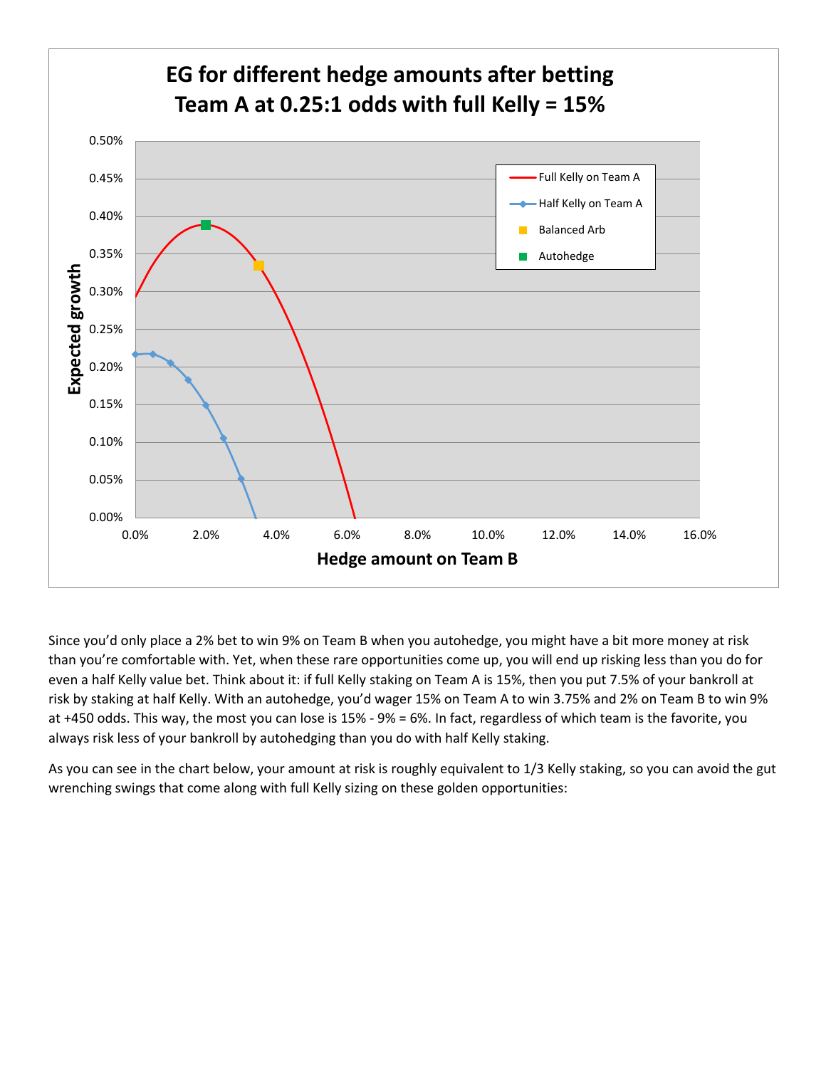EG for different hedge amounts after betting Team A at 0.25:1 odds with full Kelly = 15%

Expected growth

0.50%
0.45%
0.40%
0.35%
0.30%
0.25%
0.20%
0.15%
0.10%
0.05%
0.00%

0.0% 2.0% 4.0% 6.0% 8.0% 10.0% 12.0% 14.0% 16.0%

Hedge amount on Team B

Full Kelly on Team A
Half Kelly on Team A
Balanced Arb
Autohedge

Since you'd only place a 2% bet to win 9% on Team B when you autohedge, you might have a bit more money at risk than you're comfortable with. Yet, when these rare opportunities come up, you will end up risking less than you do for even a half Kelly value bet. Think about it: if full Kelly staking on Team A is 15%, then you put 7.5% of your bankroll at risk by staking at half Kelly. With an autohedge, you'd wager 15% on Team A to win 3.75% and 2% on Team B to win 9% at +450 odds. This way, the most you can lose is 15% - 9% = 6%. In fact, regardless of which team is the favorite, you always risk less of your bankroll by autohedging than you do with half Kelly staking.

As you can see in the chart below, your amount at risk is roughly equivalent to 1/3 Kelly staking, so you can avoid the gut wrenching swings that come along with full Kelly sizing on these golden opportunities: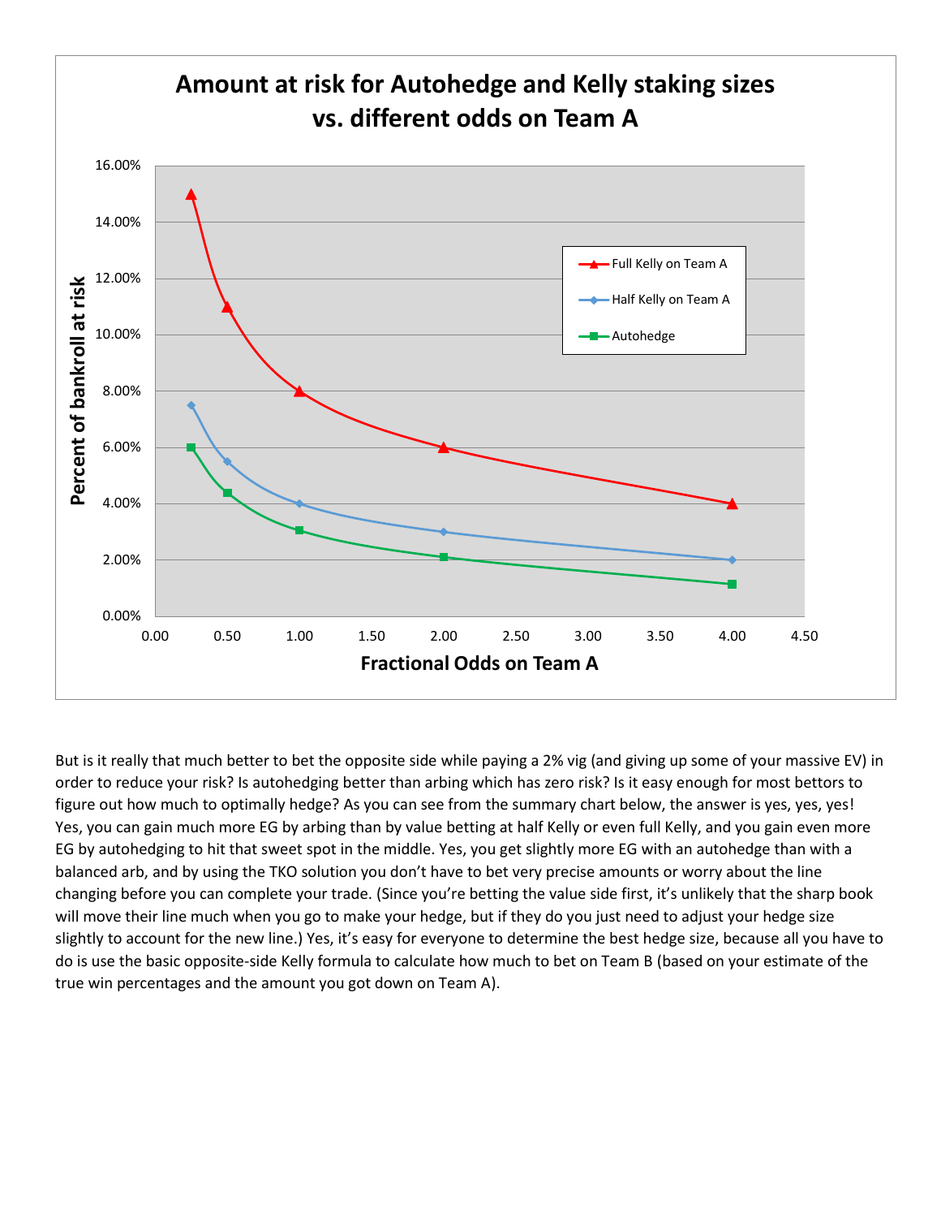Amount at risk for Autohedge and Kelly staking sizes vs. different odds on Team A

16.00%
14.00%
12.00%
10.00%
8.00%
6.00%
4.00%
2.00%
0.00%

Percent of bankroll at risk

0.00 0.50 1.00 1.50 2.00 2.50 3.00 3.50 4.00 4.50

Fractional Odds on Team A

Full Kelly on Team A
Half Kelly on Team A
Autohedge

But is it really that much better to bet the opposite side while paying a 2% vig (and giving up some of your massive EV) in order to reduce your risk? Is autohedging better than arbing which has zero risk? Is it easy enough for most bettors to figure out how much to optimally hedge? As you can see from the summary chart below, the answer is yes, yes, yes! Yes, you can gain much more EG by arbing than by value betting at half Kelly or even full Kelly, and you gain even more EG by autohedging to hit that sweet spot in the middle. Yes, you get slightly more EG with an autohedge than with a balanced arb, and by using the TKO solution you don't have to bet very precise amounts or worry about the line changing before you can complete your trade. (Since you're betting the value side first, it's unlikely that the sharp book will move their line much when you go to make your hedge, but if they do you just need to adjust your hedge size slightly to account for the new line.) Yes, it's easy for everyone to determine the best hedge size, because all you have to do is use the basic opposite-side Kelly formula to calculate how much to bet on Team B (based on your estimate of the true win percentages and the amount you got down on Team A).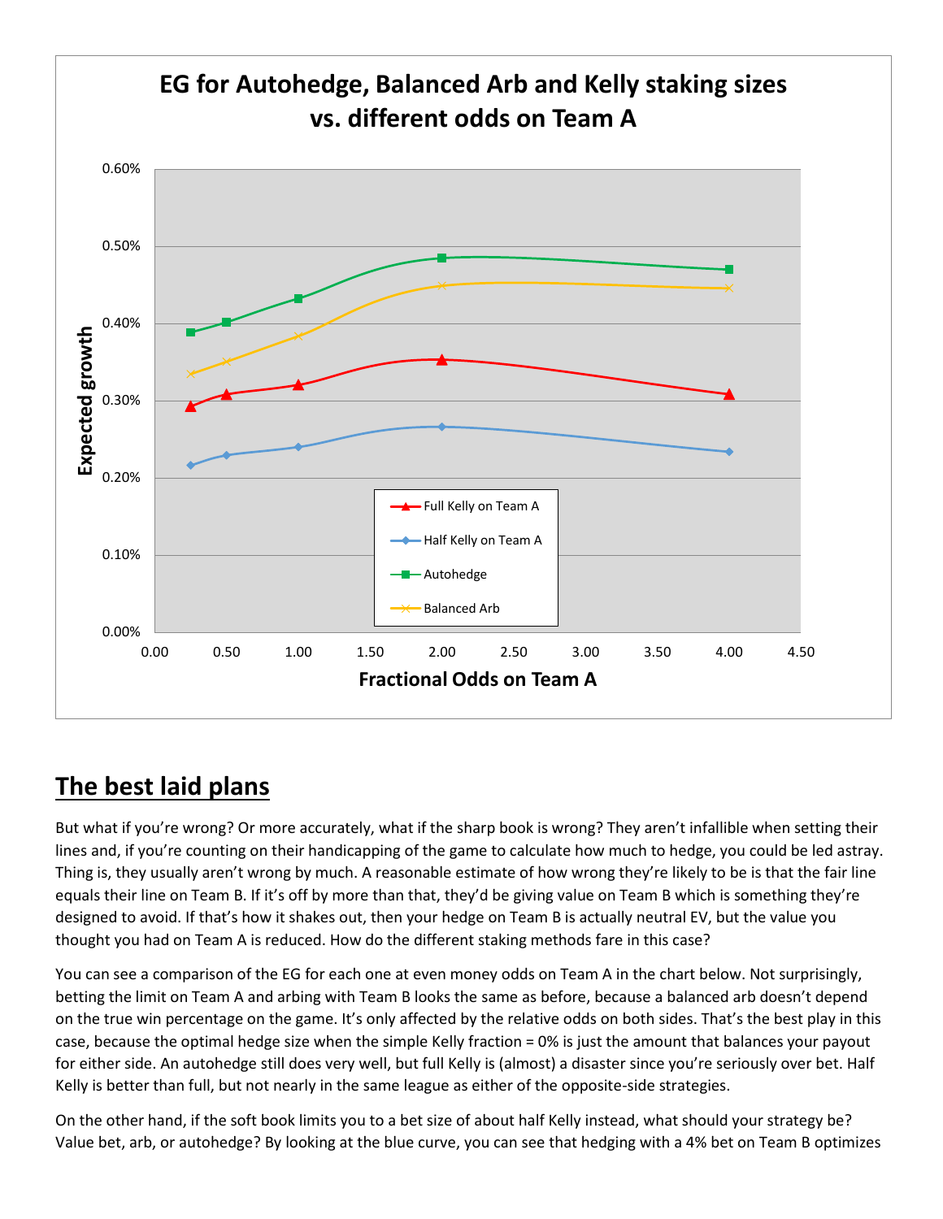EG for Autohedge, Balanced Arb and Kelly staking sizes vs. different odds on Team A

0.60%
0.50%
0.40%
0.30%
0.20%
0.10%
0.00%

Expected growth

0.00 0.50 1.00 1.50 2.00 2.50 3.00 3.50 4.00 4.50

Fractional Odds on Team A

Full Kelly on Team A
Half Kelly on Team A
Autohedge
Balanced Arb

## The best laid plans

But what if you're wrong? Or more accurately, what if the sharp book is wrong? They aren't infallible when setting their lines and, if you're counting on their handicapping of the game to calculate how much to hedge, you could be led astray. Thing is, they usually aren't wrong by much. A reasonable estimate of how wrong they're likely to be is that the fair line equals their line on Team B. If it's off by more than that, they'd be giving value on Team B which is something they're designed to avoid. If that's how it shakes out, then your hedge on Team B is actually neutral EV, but the value you thought you had on Team A is reduced. How do the different staking methods fare in this case?

You can see a comparison of the EG for each one at even money odds on Team A in the chart below. Not surprisingly, betting the limit on Team A and arbing with Team B looks the same as before, because a balanced arb doesn't depend on the true win percentage on the game. It's only affected by the relative odds on both sides. That's the best play in this case, because the optimal hedge size when the simple Kelly fraction = 0% is just the amount that balances your payout for either side. An autohedge still does very well, but full Kelly is (almost) a disaster since you're seriously over bet. Half Kelly is better than full, but not nearly in the same league as either of the opposite-side strategies.

On the other hand, if the soft book limits you to a bet size of about half Kelly instead, what should your strategy be? Value bet, arb, or autohedge? By looking at the blue curve, you can see that hedging with a 4% bet on Team B optimizes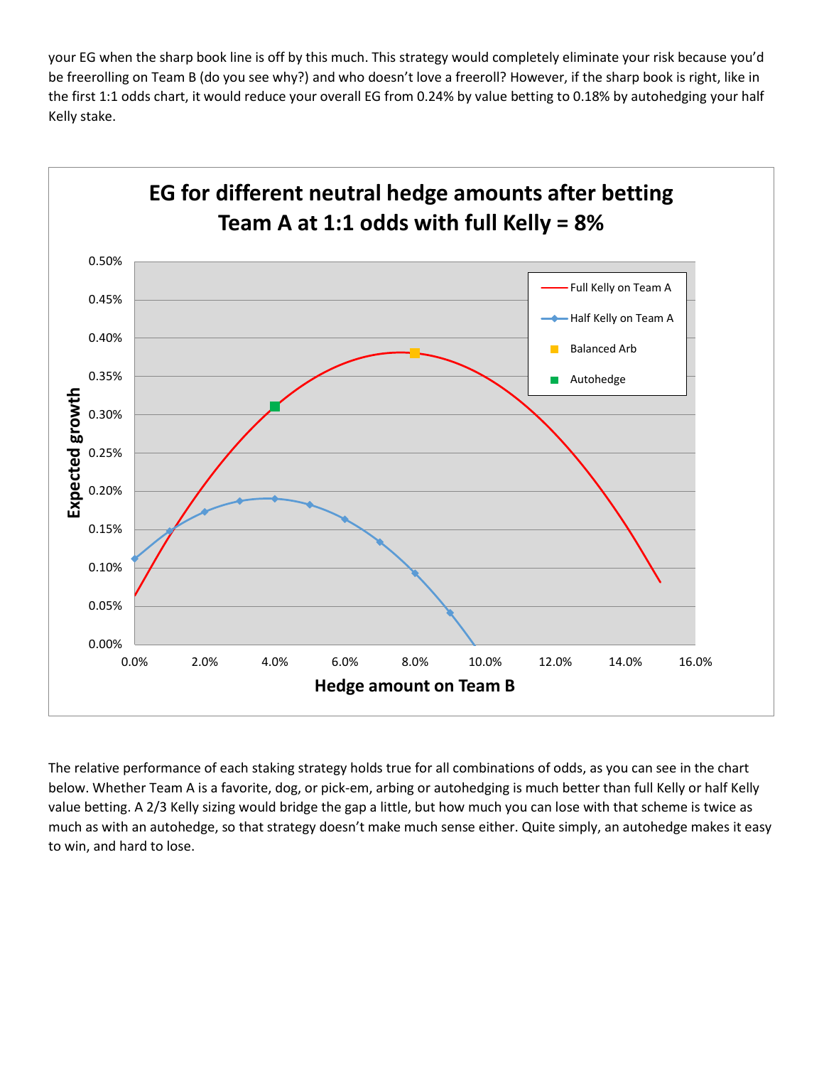your EG when the sharp book line is off by this much. This strategy would completely eliminate your risk because you'd be freerolling on Team B (do you see why?) and who doesn't love a freeroll? However, if the sharp book is right, like in the first 1:1 odds chart, it would reduce your overall EG from 0.24% by value betting to 0.18% by autohedging your half Kelly stake.

EG for different neutral hedge amounts after betting Team A at 1:1 odds with full Kelly = 8%

Expected growth

0.50%
0.45%
0.40%
0.35%
0.30%
0.25%
0.20%
0.15%
0.10%
0.05%
0.00%

Hedge amount on Team B

0.0%
2.0%
4.0%
6.0%
8.0%
10.0%
12.0%
14.0%
16.0%

Full Kelly on Team A

Half Kelly on Team A

Balanced Arb

Autohedge

The relative performance of each staking strategy holds true for all combinations of odds, as you can see in the chart below. Whether Team A is a favorite, dog, or pick-em, arbing or autohedging is much better than full Kelly or half Kelly value betting. A 2/3 Kelly sizing would bridge the gap a little, but how much you can lose with that scheme is twice as much as with an autohedge, so that strategy doesn't make much sense either. Quite simply, an autohedge makes it easy to win, and hard to lose.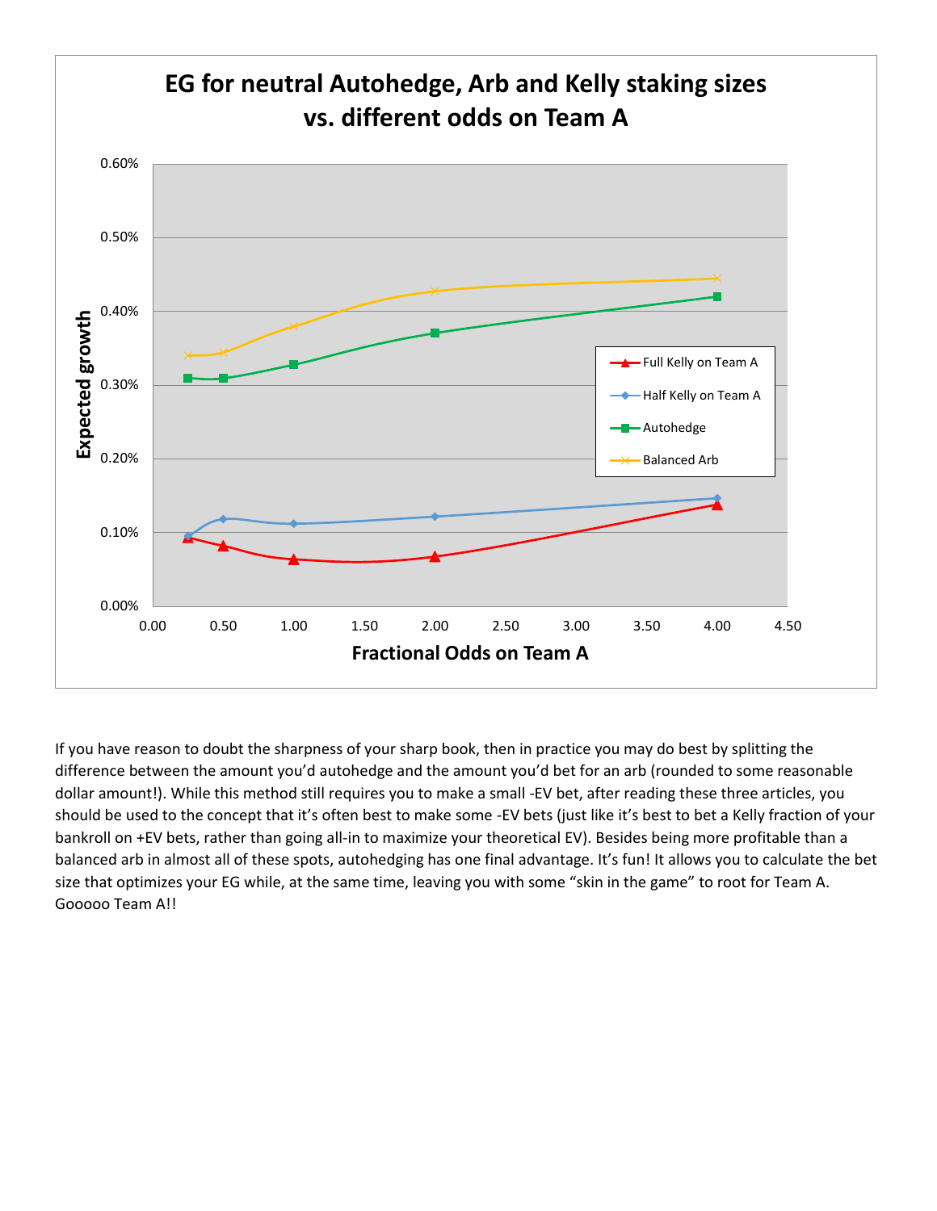EG for neutral Autohedge, Arb and Kelly staking sizes vs. different odds on Team A

Expected growth

0.60%
0.50%
0.40%
0.30%
0.20%
0.10%
0.00%

0.00 0.50 1.00 1.50 2.00 2.50 3.00 3.50 4.00 4.50

Fractional Odds on Team A

Full Kelly on Team A
Half Kelly on Team A
Autohedge
Balanced Arb

If you have reason to doubt the sharpness of your sharp book, then in practice you may do best by splitting the difference between the amount you'd autohedge and the amount you'd bet for an arb (rounded to some reasonable dollar amount!). While this method still requires you to make a small -EV bet, after reading these three articles, you should be used to the concept that it's often best to make some -EV bets (just like it's best to bet a Kelly fraction of your bankroll on +EV bets, rather than going all-in to maximize your theoretical EV). Besides being more profitable than a balanced arb in almost all of these spots, autohedging has one final advantage. It's fun! It allows you to calculate the bet size that optimizes your EG while, at the same time, leaving you with some "skin in the game" to root for Team A. Gooooo Team A!!